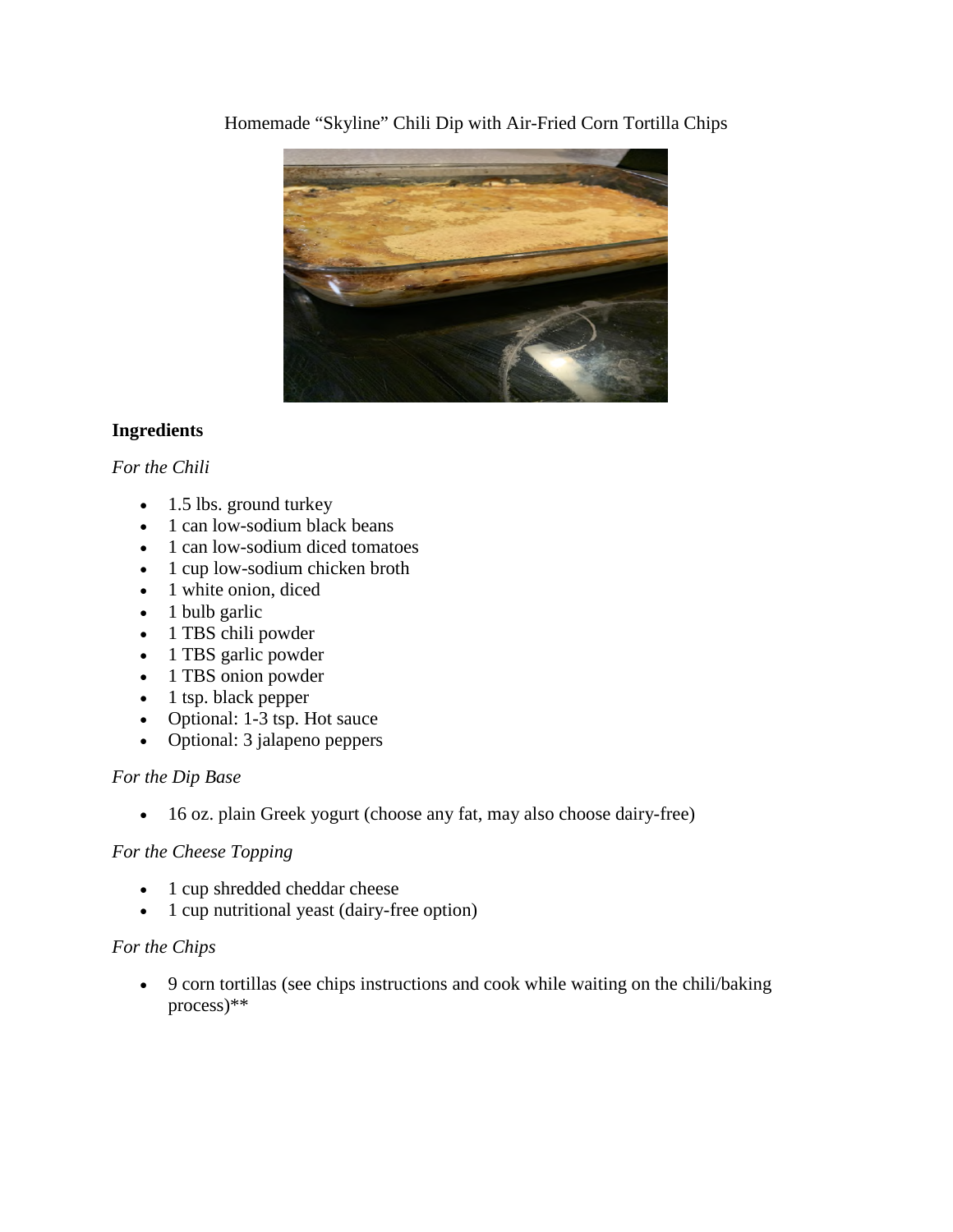# Homemade "Skyline" Chili Dip with Air-Fried Corn Tortilla Chips

## Ingredients

*For the Chili*

- 1.5 lbs. ground turkey
- 1 can low-sodium black beans
- 1 can low-sodium diced tomatoes
- 1 cup low-sodium chicken broth
- 1 white onion, diced
- 1 bulb garlic
- 1 TBS chili powder
- 1 TBS garlic powder
- 1 TBS onion powder
- 1 tsp. black pepper
- Optional: 1-3 tsp. Hot sauce
- Optional: 3 jalapeno peppers

*For the Dip Base*

- 16 oz. plain Greek yogurt (choose any fat, may also choose dairy-free)

*For the Cheese Topping*

- 1 cup shredded cheddar cheese
- 1 cup nutritional yeast (dairy-free option)

*For the Chips*

- 9 corn tortillas (see chips instructions and cook while waiting on the chili/baking process)**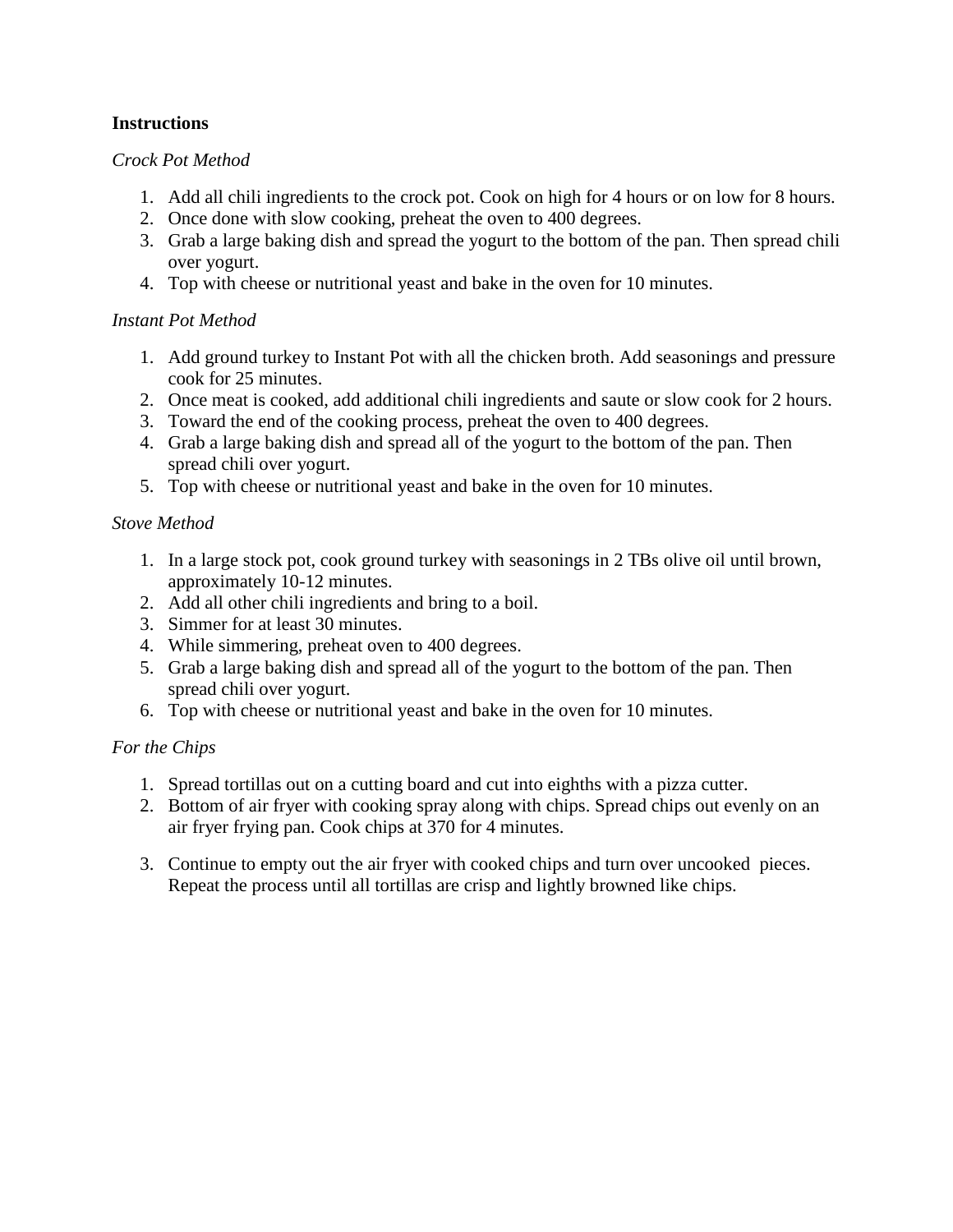**Instructions**

*Crock Pot Method*

1. Add all chili ingredients to the crock pot. Cook on high for 4 hours or on low for 8 hours.
2. Once done with slow cooking, preheat the oven to 400 degrees.
3. Grab a large baking dish and spread the yogurt to the bottom of the pan. Then spread chili over yogurt.
4. Top with cheese or nutritional yeast and bake in the oven for 10 minutes.

*Instant Pot Method*

1. Add ground turkey to Instant Pot with all the chicken broth. Add seasonings and pressure cook for 25 minutes.
2. Once meat is cooked, add additional chili ingredients and saute or slow cook for 2 hours.
3. Toward the end of the cooking process, preheat the oven to 400 degrees.
4. Grab a large baking dish and spread all of the yogurt to the bottom of the pan. Then spread chili over yogurt.
5. Top with cheese or nutritional yeast and bake in the oven for 10 minutes.

*Stove Method*

1. In a large stock pot, cook ground turkey with seasonings in 2 TBs olive oil until brown, approximately 10-12 minutes.
2. Add all other chili ingredients and bring to a boil.
3. Simmer for at least 30 minutes.
4. While simmering, preheat oven to 400 degrees.
5. Grab a large baking dish and spread all of the yogurt to the bottom of the pan. Then spread chili over yogurt.
6. Top with cheese or nutritional yeast and bake in the oven for 10 minutes.

*For the Chips*

1. Spread tortillas out on a cutting board and cut into eighths with a pizza cutter.
2. Bottom of air fryer with cooking spray along with chips. Spread chips out evenly on an air fryer frying pan. Cook chips at 370 for 4 minutes.
3. Continue to empty out the air fryer with cooked chips and turn over uncooked pieces. Repeat the process until all tortillas are crisp and lightly browned like chips.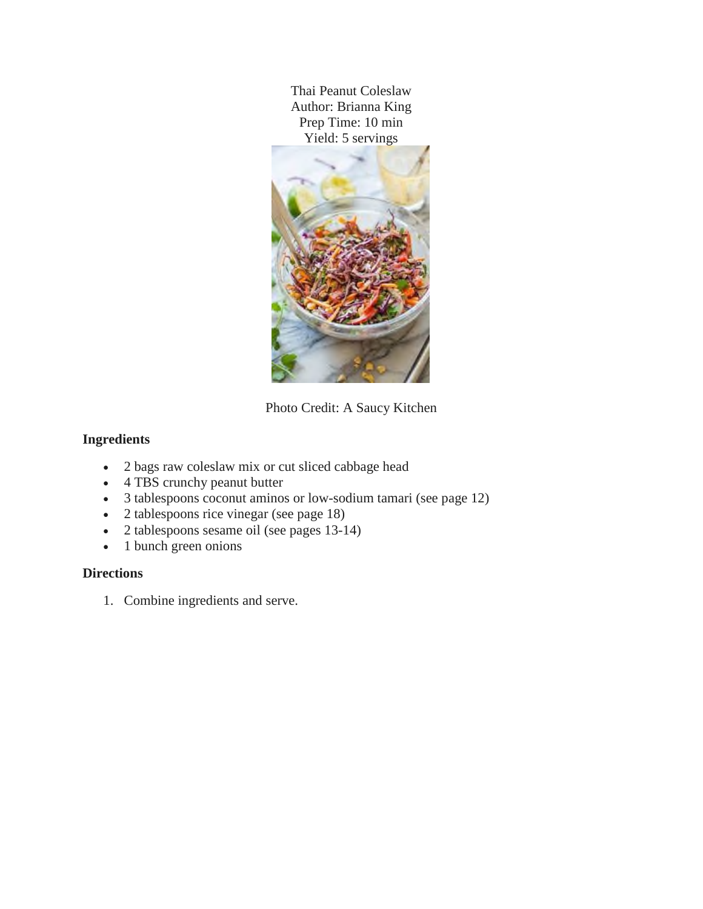Thai Peanut Coleslaw
Author: Brianna King
Prep Time: 10 min
Yield: 5 servings

Photo Credit: A Saucy Kitchen

**Ingredients**

- 2 bags raw coleslaw mix or cut sliced cabbage head
- 4 TBS crunchy peanut butter
- 3 tablespoons coconut aminos or low-sodium tamari (see page 12)
- 2 tablespoons rice vinegar (see page 18)
- 2 tablespoons sesame oil (see pages 13-14)
- 1 bunch green onions

**Directions**

1. Combine ingredients and serve.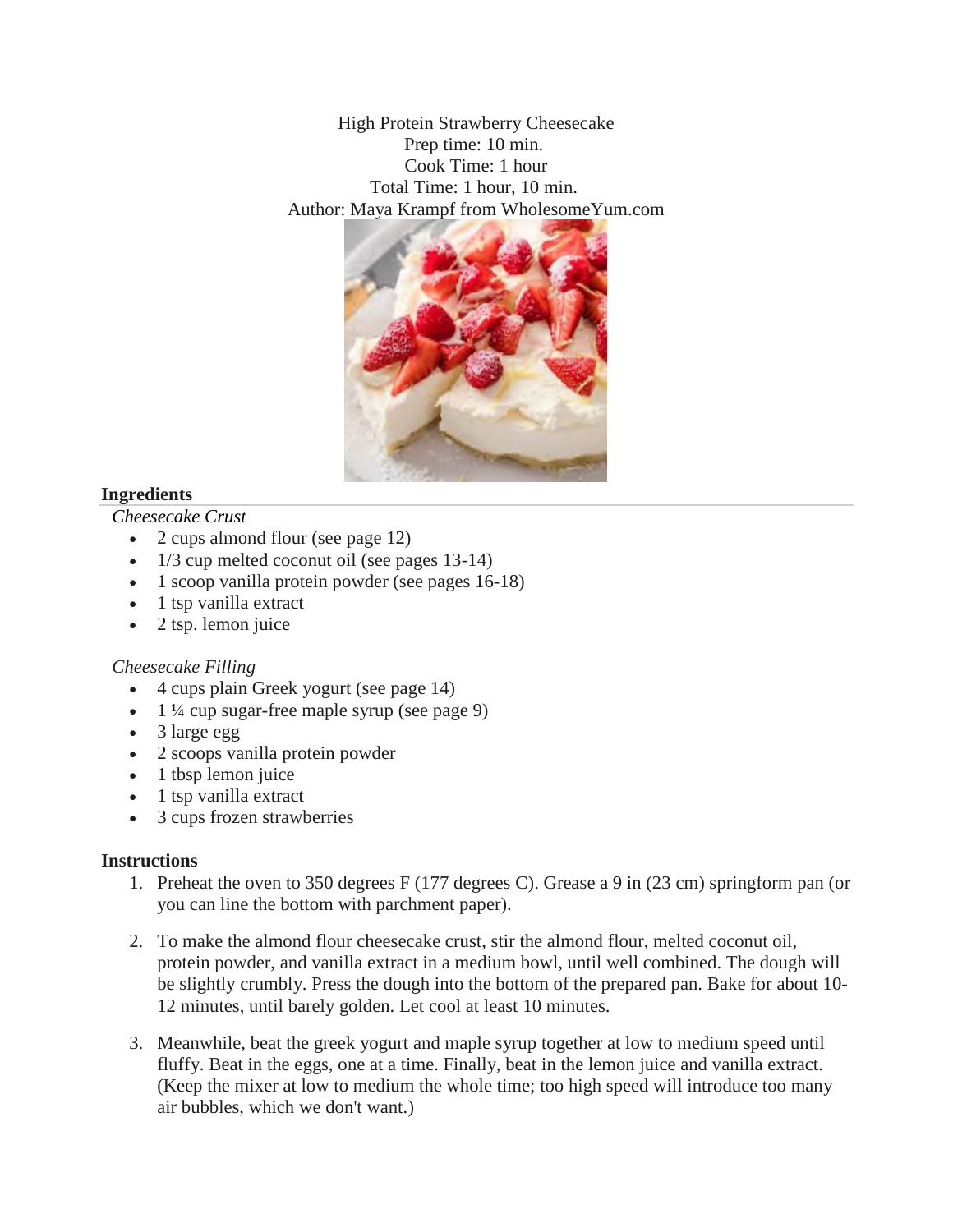High Protein Strawberry Cheesecake
Prep time: 10 min.
Cook Time: 1 hour
Total Time: 1 hour, 10 min.
Author: Maya Krampf from WholesomeYum.com

## Ingredients

*Cheesecake Crust*

- 2 cups almond flour (see page 12)
- 1/3 cup melted coconut oil (see pages 13-14)
- 1 scoop vanilla protein powder (see pages 16-18)
- 1 tsp vanilla extract
- 2 tsp. lemon juice

*Cheesecake Filling*

- 4 cups plain Greek yogurt (see page 14)
- 1 ¼ cup sugar-free maple syrup (see page 9)
- 3 large egg
- 2 scoops vanilla protein powder
- 1 tbsp lemon juice
- 1 tsp vanilla extract
- 3 cups frozen strawberries

## Instructions

1. Preheat the oven to 350 degrees F (177 degrees C). Grease a 9 in (23 cm) springform pan (or you can line the bottom with parchment paper).
2. To make the almond flour cheesecake crust, stir the almond flour, melted coconut oil, protein powder, and vanilla extract in a medium bowl, until well combined. The dough will be slightly crumbly. Press the dough into the bottom of the prepared pan. Bake for about 10-12 minutes, until barely golden. Let cool at least 10 minutes.
3. Meanwhile, beat the greek yogurt and maple syrup together at low to medium speed until fluffy. Beat in the eggs, one at a time. Finally, beat in the lemon juice and vanilla extract. (Keep the mixer at low to medium the whole time; too high speed will introduce too many air bubbles, which we don't want.)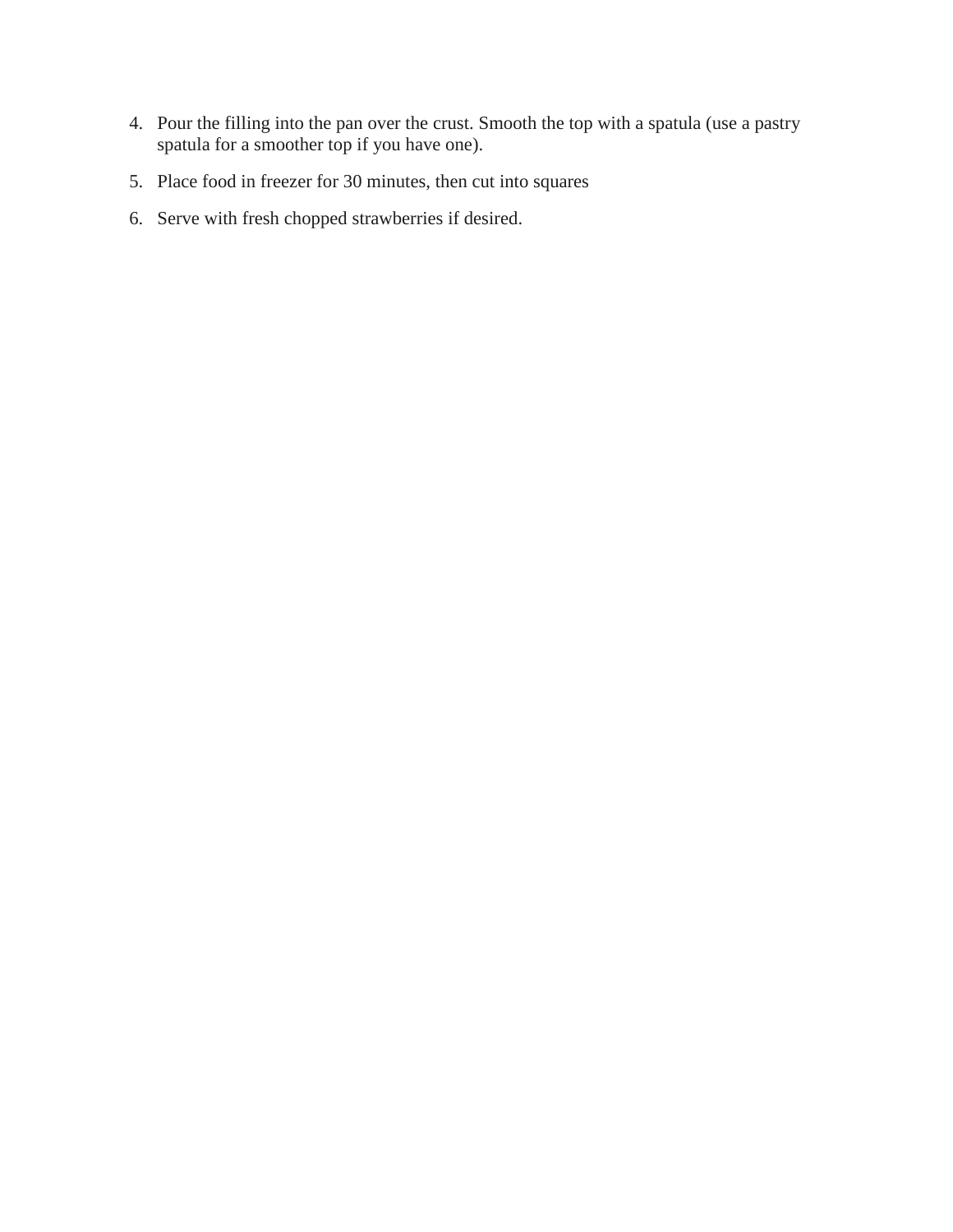4. Pour the filling into the pan over the crust. Smooth the top with a spatula (use a pastry spatula for a smoother top if you have one).
5. Place food in freezer for 30 minutes, then cut into squares
6. Serve with fresh chopped strawberries if desired.